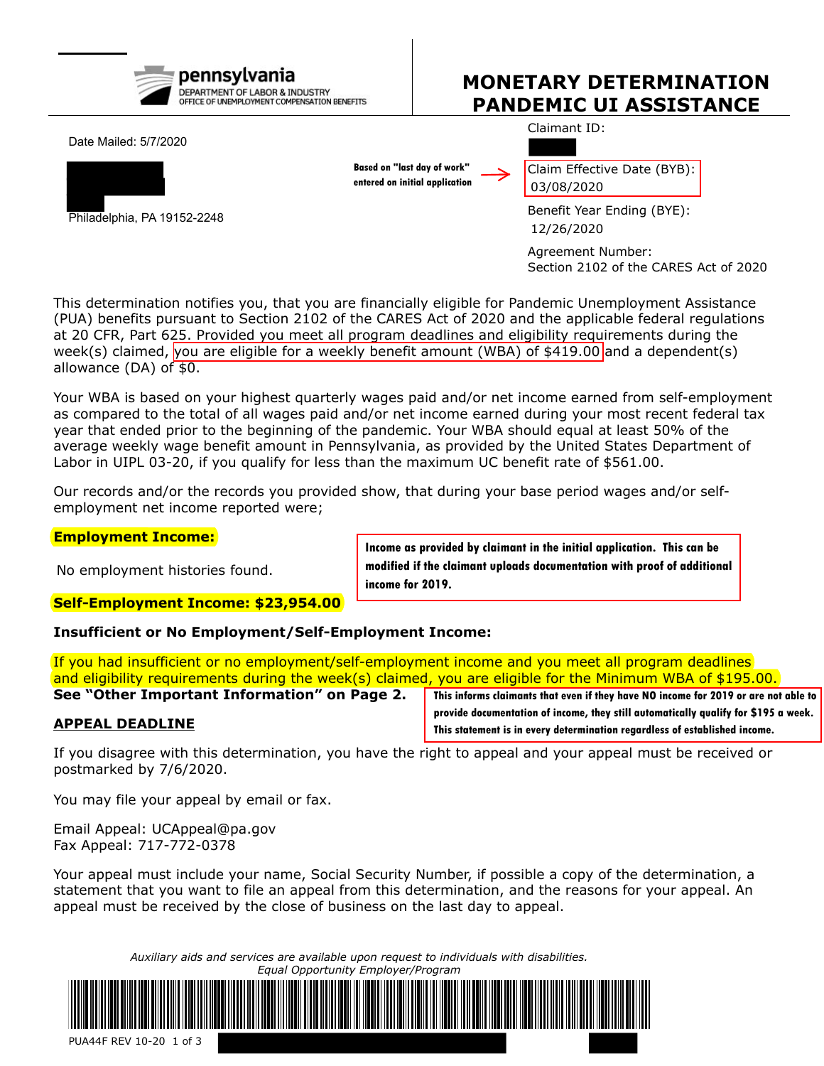pennsylvania
DEPARTMENT OF LABOR & INDUSTRY
OFFICE OF UNEMPLOYMENT COMPENSATION BENEFITS

# MONETARY DETERMINATION PANDEMIC UI ASSISTANCE

Date Mailed: 5/7/2020

Philadelphia, PA 19152-2248

Claimant ID:

**Based on "last day of work" entered on initial application** →

Claim Effective Date (BYB): 03/08/2020

Benefit Year Ending (BYE): 12/26/2020

Agreement Number: Section 2102 of the CARES Act of 2020

This determination notifies you, that you are financially eligible for Pandemic Unemployment Assistance (PUA) benefits pursuant to Section 2102 of the CARES Act of 2020 and the applicable federal regulations at 20 CFR, Part 625. Provided you meet all program deadlines and eligibility requirements during the week(s) claimed, you are eligible for a weekly benefit amount (WBA) of $419.00 and a dependent(s) allowance (DA) of $0.

Your WBA is based on your highest quarterly wages paid and/or net income earned from self-employment as compared to the total of all wages paid and/or net income earned during your most recent federal tax year that ended prior to the beginning of the pandemic. Your WBA should equal at least 50% of the average weekly wage benefit amount in Pennsylvania, as provided by the United States Department of Labor in UIPL 03-20, if you qualify for less than the maximum UC benefit rate of $561.00.

Our records and/or the records you provided show, that during your base period wages and/or self-employment net income reported were;

**Employment Income:**

No employment histories found.

**Self-Employment Income: $23,954.00**

**Income as provided by claimant in the initial application. This can be modified if the claimant uploads documentation with proof of additional income for 2019.**

**Insufficient or No Employment/Self-Employment Income:**

If you had insufficient or no employment/self-employment income and you meet all program deadlines and eligibility requirements during the week(s) claimed, you are eligible for the Minimum WBA of $195.00.
**See "Other Important Information" on Page 2.**

**This informs claimants that even if they have NO income for 2019 or are not able to provide documentation of income, they still automatically qualify for $195 a week. This statement is in every determination regardless of established income.**

**APPEAL DEADLINE**

If you disagree with this determination, you have the right to appeal and your appeal must be received or postmarked by 7/6/2020.

You may file your appeal by email or fax.

Email Appeal: UCAppeal@pa.gov
Fax Appeal: 717-772-0378

Your appeal must include your name, Social Security Number, if possible a copy of the determination, a statement that you want to file an appeal from this determination, and the reasons for your appeal. An appeal must be received by the close of business on the last day to appeal.

*Auxiliary aids and services are available upon request to individuals with disabilities.*
*Equal Opportunity Employer/Program*

PUA44F REV 10-20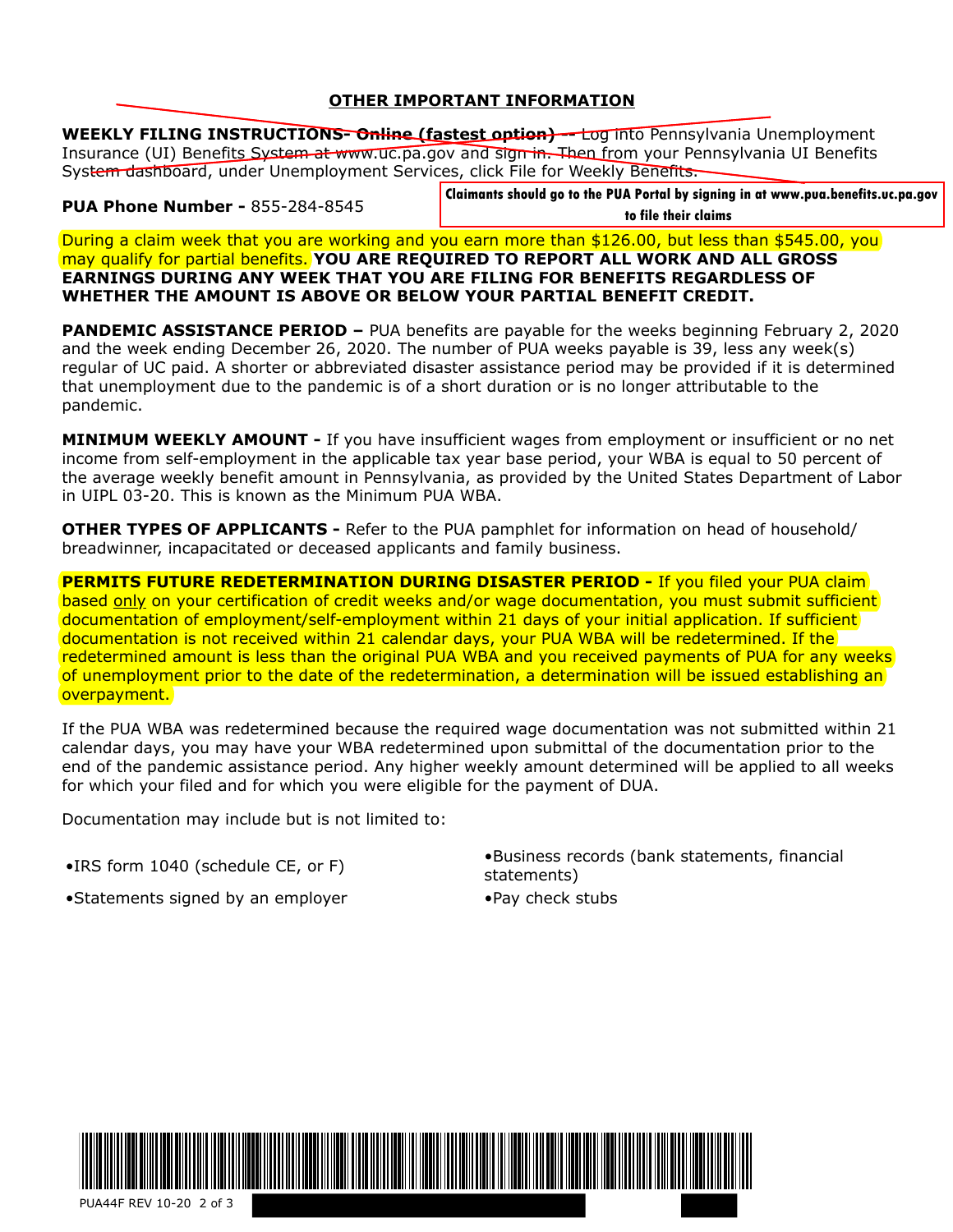## OTHER IMPORTANT INFORMATION

**WEEKLY FILING INSTRUCTIONS- Online (fastest option)** -- Log into Pennsylvania Unemployment Insurance (UI) Benefits System at www.uc.pa.gov and sign in. Then from your Pennsylvania UI Benefits System dashboard, under Unemployment Services, click File for Weekly Benefits.

**PUA Phone Number -** 855-284-8545

**Claimants should go to the PUA Portal by signing in at www.pua.benefits.uc.pa.gov to file their claims**

During a claim week that you are working and you earn more than $126.00, but less than $545.00, you may qualify for partial benefits. **YOU ARE REQUIRED TO REPORT ALL WORK AND ALL GROSS EARNINGS DURING ANY WEEK THAT YOU ARE FILING FOR BENEFITS REGARDLESS OF WHETHER THE AMOUNT IS ABOVE OR BELOW YOUR PARTIAL BENEFIT CREDIT.**

**PANDEMIC ASSISTANCE PERIOD –** PUA benefits are payable for the weeks beginning February 2, 2020 and the week ending December 26, 2020. The number of PUA weeks payable is 39, less any week(s) regular of UC paid. A shorter or abbreviated disaster assistance period may be provided if it is determined that unemployment due to the pandemic is of a short duration or is no longer attributable to the pandemic.

**MINIMUM WEEKLY AMOUNT -** If you have insufficient wages from employment or insufficient or no net income from self-employment in the applicable tax year base period, your WBA is equal to 50 percent of the average weekly benefit amount in Pennsylvania, as provided by the United States Department of Labor in UIPL 03-20. This is known as the Minimum PUA WBA.

**OTHER TYPES OF APPLICANTS -** Refer to the PUA pamphlet for information on head of household/ breadwinner, incapacitated or deceased applicants and family business.

**PERMITS FUTURE REDETERMINATION DURING DISASTER PERIOD -** If you filed your PUA claim based only on your certification of credit weeks and/or wage documentation, you must submit sufficient documentation of employment/self-employment within 21 days of your initial application. If sufficient documentation is not received within 21 calendar days, your PUA WBA will be redetermined. If the redetermined amount is less than the original PUA WBA and you received payments of PUA for any weeks of unemployment prior to the date of the redetermination, a determination will be issued establishing an overpayment.

If the PUA WBA was redetermined because the required wage documentation was not submitted within 21 calendar days, you may have your WBA redetermined upon submittal of the documentation prior to the end of the pandemic assistance period. Any higher weekly amount determined will be applied to all weeks for which your filed and for which you were eligible for the payment of DUA.

Documentation may include but is not limited to:

- IRS form 1040 (schedule CE, or F)
- Statements signed by an employer
- Business records (bank statements, financial statements)
- Pay check stubs

PUA44F REV 10-20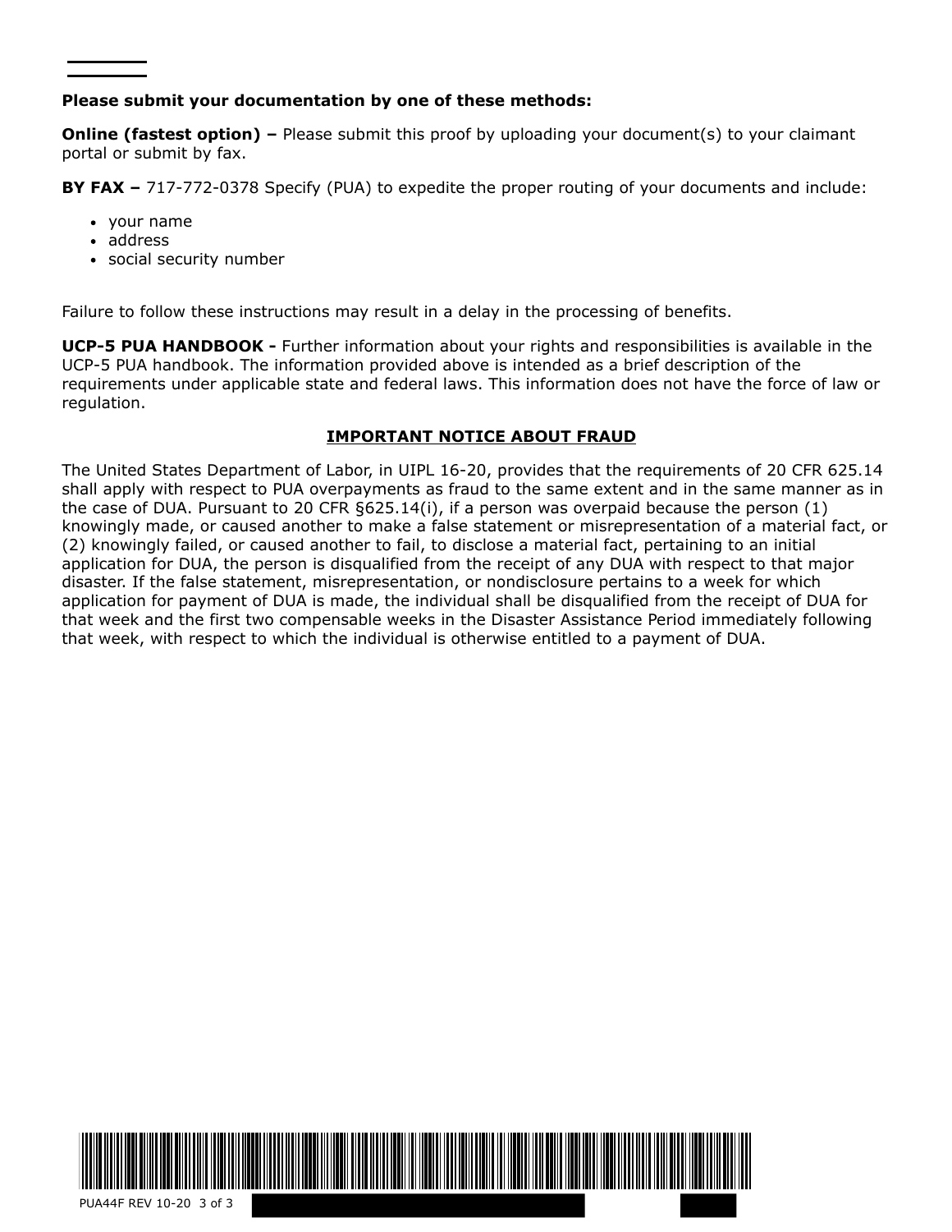**Please submit your documentation by one of these methods:**

**Online (fastest option) –** Please submit this proof by uploading your document(s) to your claimant portal or submit by fax.

**BY FAX –** 717-772-0378 Specify (PUA) to expedite the proper routing of your documents and include:

- your name
- address
- social security number

Failure to follow these instructions may result in a delay in the processing of benefits.

**UCP-5 PUA HANDBOOK -** Further information about your rights and responsibilities is available in the UCP-5 PUA handbook. The information provided above is intended as a brief description of the requirements under applicable state and federal laws. This information does not have the force of law or regulation.

## IMPORTANT NOTICE ABOUT FRAUD

The United States Department of Labor, in UIPL 16-20, provides that the requirements of 20 CFR 625.14 shall apply with respect to PUA overpayments as fraud to the same extent and in the same manner as in the case of DUA. Pursuant to 20 CFR §625.14(i), if a person was overpaid because the person (1) knowingly made, or caused another to make a false statement or misrepresentation of a material fact, or (2) knowingly failed, or caused another to fail, to disclose a material fact, pertaining to an initial application for DUA, the person is disqualified from the receipt of any DUA with respect to that major disaster. If the false statement, misrepresentation, or nondisclosure pertains to a week for which application for payment of DUA is made, the individual shall be disqualified from the receipt of DUA for that week and the first two compensable weeks in the Disaster Assistance Period immediately following that week, with respect to which the individual is otherwise entitled to a payment of DUA.

PUA44F REV 10-20